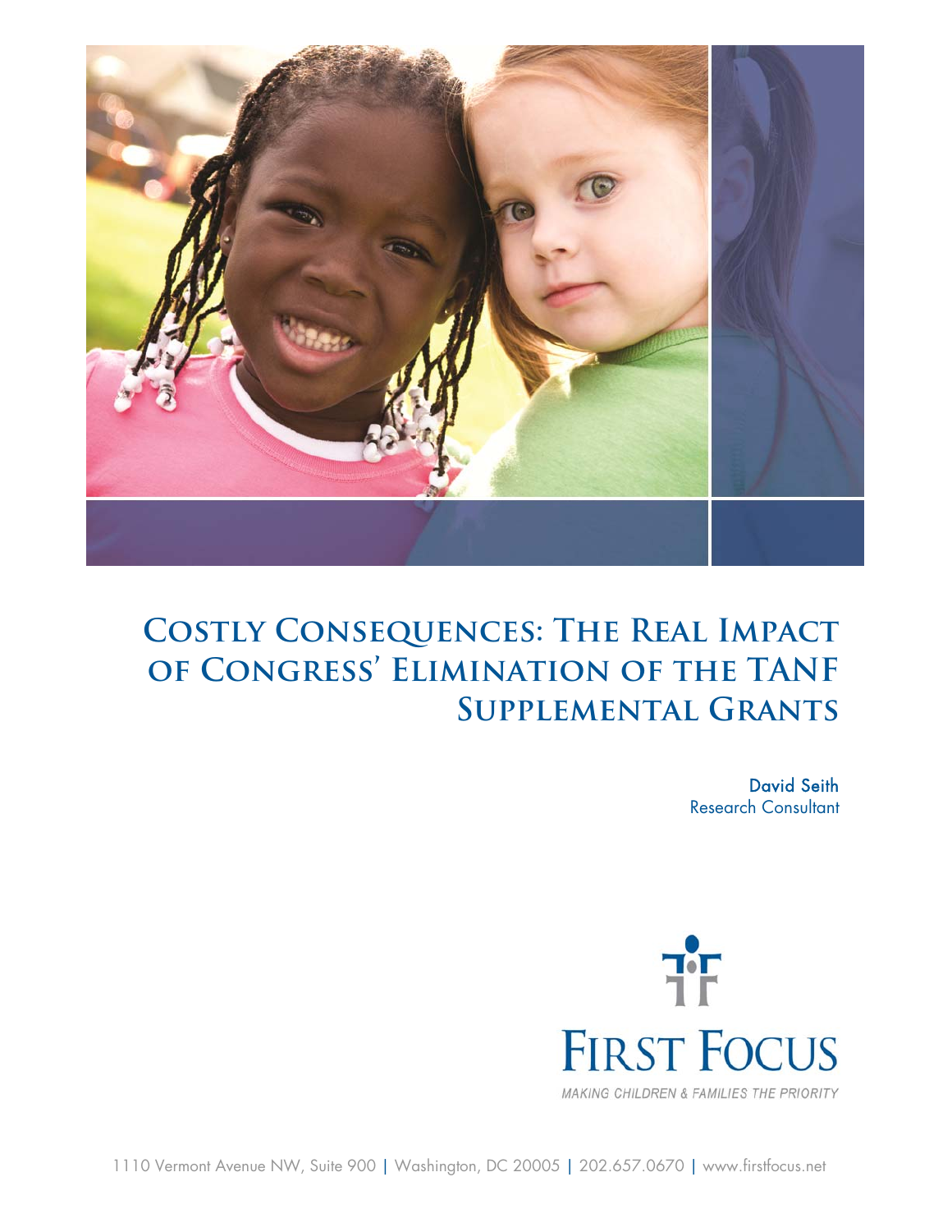# Costly Consequences: The Real Impact of Congress' Elimination of the TANF Supplemental Grants

David Seith
Research Consultant

FIRST FOCUS
MAKING CHILDREN & FAMILIES THE PRIORITY

1110 Vermont Avenue NW, Suite 900 | Washington, DC 20005 | 202.657.0670 | www.firstfocus.net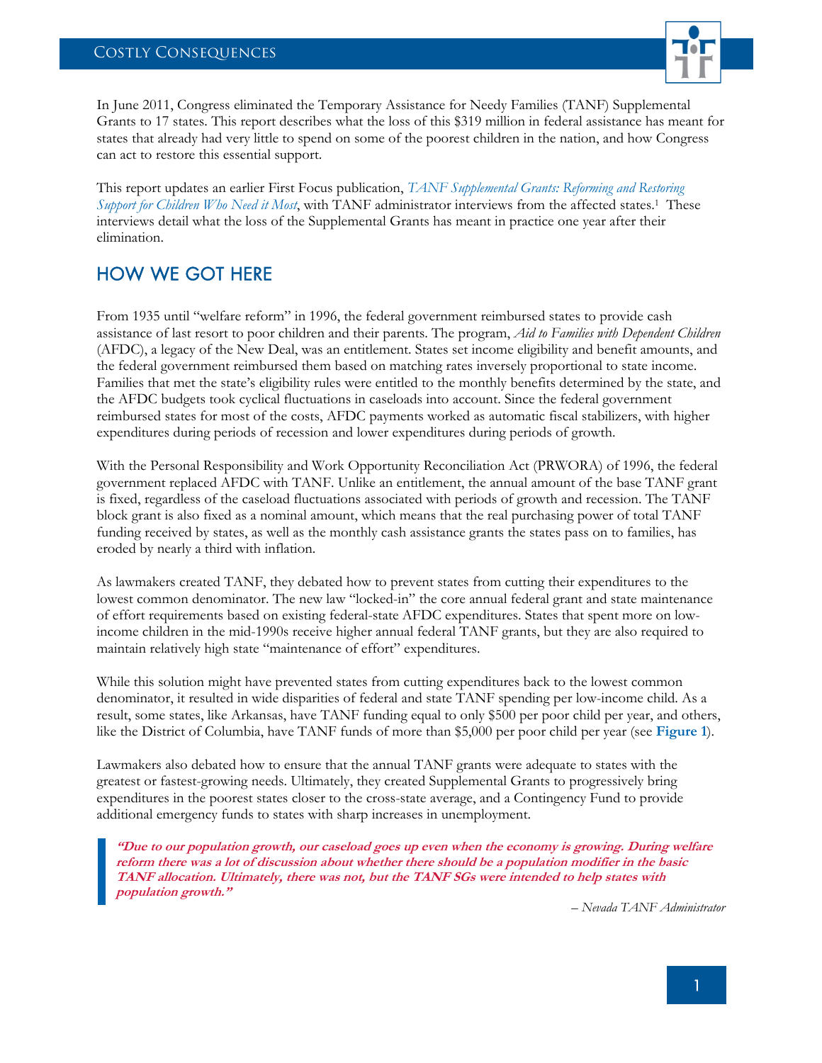In June 2011, Congress eliminated the Temporary Assistance for Needy Families (TANF) Supplemental Grants to 17 states. This report describes what the loss of this $319 million in federal assistance has meant for states that already had very little to spend on some of the poorest children in the nation, and how Congress can act to restore this essential support.

This report updates an earlier First Focus publication, *TANF Supplemental Grants: Reforming and Restoring Support for Children Who Need it Most*, with TANF administrator interviews from the affected states.[1] These interviews detail what the loss of the Supplemental Grants has meant in practice one year after their elimination.

## HOW WE GOT HERE

From 1935 until "welfare reform" in 1996, the federal government reimbursed states to provide cash assistance of last resort to poor children and their parents. The program, *Aid to Families with Dependent Children* (AFDC), a legacy of the New Deal, was an entitlement. States set income eligibility and benefit amounts, and the federal government reimbursed them based on matching rates inversely proportional to state income. Families that met the state's eligibility rules were entitled to the monthly benefits determined by the state, and the AFDC budgets took cyclical fluctuations in caseloads into account. Since the federal government reimbursed states for most of the costs, AFDC payments worked as automatic fiscal stabilizers, with higher expenditures during periods of recession and lower expenditures during periods of growth.

With the Personal Responsibility and Work Opportunity Reconciliation Act (PRWORA) of 1996, the federal government replaced AFDC with TANF. Unlike an entitlement, the annual amount of the base TANF grant is fixed, regardless of the caseload fluctuations associated with periods of growth and recession. The TANF block grant is also fixed as a nominal amount, which means that the real purchasing power of total TANF funding received by states, as well as the monthly cash assistance grants the states pass on to families, has eroded by nearly a third with inflation.

As lawmakers created TANF, they debated how to prevent states from cutting their expenditures to the lowest common denominator. The new law "locked-in" the core annual federal grant and state maintenance of effort requirements based on existing federal-state AFDC expenditures. States that spent more on low-income children in the mid-1990s receive higher annual federal TANF grants, but they are also required to maintain relatively high state "maintenance of effort" expenditures.

While this solution might have prevented states from cutting expenditures back to the lowest common denominator, it resulted in wide disparities of federal and state TANF spending per low-income child. As a result, some states, like Arkansas, have TANF funding equal to only $500 per poor child per year, and others, like the District of Columbia, have TANF funds of more than $5,000 per poor child per year (see **Figure 1**).

Lawmakers also debated how to ensure that the annual TANF grants were adequate to states with the greatest or fastest-growing needs. Ultimately, they created Supplemental Grants to progressively bring expenditures in the poorest states closer to the cross-state average, and a Contingency Fund to provide additional emergency funds to states with sharp increases in unemployment.

> ***"Due to our population growth, our caseload goes up even when the economy is growing. During welfare reform there was a lot of discussion about whether there should be a population modifier in the basic TANF allocation. Ultimately, there was not, but the TANF SGs were intended to help states with population growth."***
>
> *– Nevada TANF Administrator*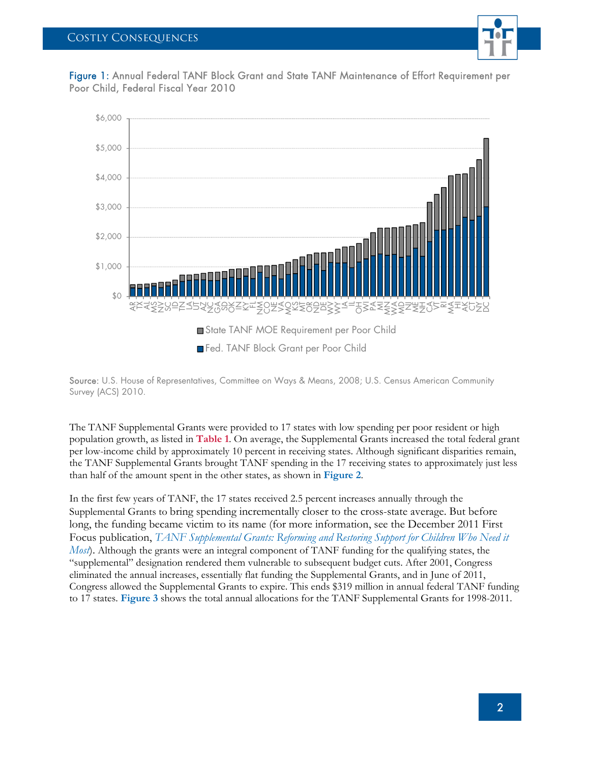**Figure 1:** Annual Federal TANF Block Grant and State TANF Maintenance of Effort Requirement per Poor Child, Federal Fiscal Year 2010

$6,000
$5,000
$4,000
$3,000
$2,000
$1,000
$0

AR TX AL MS NV SC ID TN LA UT AZ NC GA SD OK IN KY FL NM CO NE VA MO KS MT OR ND DE WV WY IA IL OH WI PA MI MN WA MD NJ ME NH CA VT RI MA HI AK CT NY DC

State TANF MOE Requirement per Poor Child

Fed. TANF Block Grant per Poor Child

Source: U.S. House of Representatives, Committee on Ways & Means, 2008; U.S. Census American Community Survey (ACS) 2010.

The TANF Supplemental Grants were provided to 17 states with low spending per poor resident or high population growth, as listed in **Table 1**. On average, the Supplemental Grants increased the total federal grant per low-income child by approximately 10 percent in receiving states. Although significant disparities remain, the TANF Supplemental Grants brought TANF spending in the 17 receiving states to approximately just less than half of the amount spent in the other states, as shown in **Figure 2**.

In the first few years of TANF, the 17 states received 2.5 percent increases annually through the Supplemental Grants to bring spending incrementally closer to the cross-state average. But before long, the funding became victim to its name (for more information, see the December 2011 First Focus publication, *TANF Supplemental Grants: Reforming and Restoring Support for Children Who Need it Most*). Although the grants were an integral component of TANF funding for the qualifying states, the "supplemental" designation rendered them vulnerable to subsequent budget cuts. After 2001, Congress eliminated the annual increases, essentially flat funding the Supplemental Grants, and in June of 2011, Congress allowed the Supplemental Grants to expire. This ends $319 million in annual federal TANF funding to 17 states. **Figure 3** shows the total annual allocations for the TANF Supplemental Grants for 1998-2011.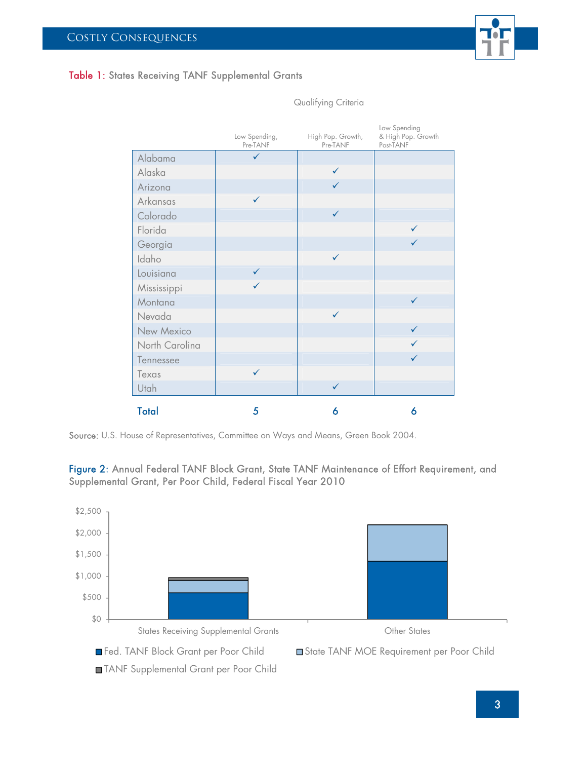**Table 1:** States Receiving TANF Supplemental Grants

| | Qualifying Criteria | | |
|---|---|---|---|
| | Low Spending, Pre-TANF | High Pop. Growth, Pre-TANF | Low Spending & High Pop. Growth Post-TANF |
| Alabama | ✓ | | |
| Alaska | | ✓ | |
| Arizona | | ✓ | |
| Arkansas | ✓ | | |
| Colorado | | ✓ | |
| Florida | | | ✓ |
| Georgia | | | ✓ |
| Idaho | | ✓ | |
| Louisiana | ✓ | | |
| Mississippi | ✓ | | |
| Montana | | | ✓ |
| Nevada | | ✓ | |
| New Mexico | | | ✓ |
| North Carolina | | | ✓ |
| Tennessee | | | ✓ |
| Texas | ✓ | | |
| Utah | | ✓ | |
| **Total** | 5 | 6 | 6 |

**Source:** U.S. House of Representatives, Committee on Ways and Means, Green Book 2004.

**Figure 2:** Annual Federal TANF Block Grant, State TANF Maintenance of Effort Requirement, and Supplemental Grant, Per Poor Child, Federal Fiscal Year 2010

$2,500
$2,000
$1,500
$1,000
$500
$0

States Receiving Supplemental Grants
Other States

Fed. TANF Block Grant per Poor Child
State TANF MOE Requirement per Poor Child
TANF Supplemental Grant per Poor Child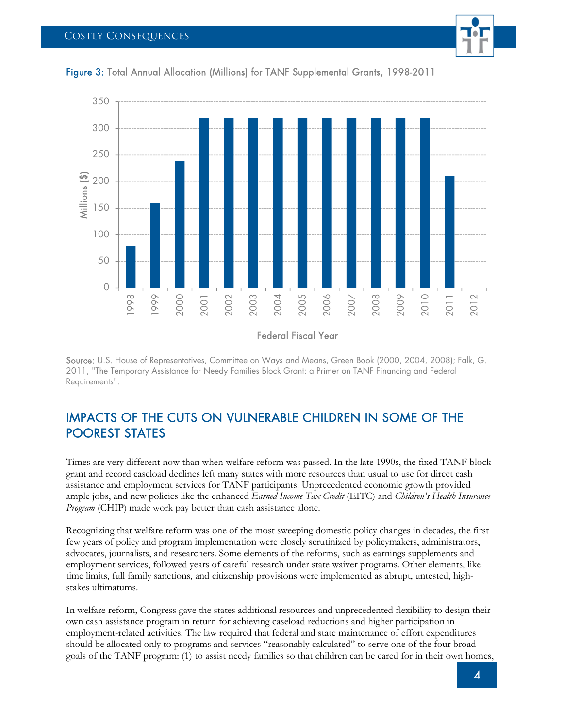Figure 3: Total Annual Allocation (Millions) for TANF Supplemental Grants, 1998-2011

Millions ($)

350
300
250
200
150
100
50
0

1998 1999 2000 2001 2002 2003 2004 2005 2006 2007 2008 2009 2010 2011 2012

Federal Fiscal Year

Source: U.S. House of Representatives, Committee on Ways and Means, Green Book (2000, 2004, 2008); Falk, G. 2011, "The Temporary Assistance for Needy Families Block Grant: a Primer on TANF Financing and Federal Requirements".

## IMPACTS OF THE CUTS ON VULNERABLE CHILDREN IN SOME OF THE POOREST STATES

Times are very different now than when welfare reform was passed. In the late 1990s, the fixed TANF block grant and record caseload declines left many states with more resources than usual to use for direct cash assistance and employment services for TANF participants. Unprecedented economic growth provided ample jobs, and new policies like the enhanced *Earned Income Tax Credit* (EITC) and *Children's Health Insurance Program* (CHIP) made work pay better than cash assistance alone.

Recognizing that welfare reform was one of the most sweeping domestic policy changes in decades, the first few years of policy and program implementation were closely scrutinized by policymakers, administrators, advocates, journalists, and researchers. Some elements of the reforms, such as earnings supplements and employment services, followed years of careful research under state waiver programs. Other elements, like time limits, full family sanctions, and citizenship provisions were implemented as abrupt, untested, high-stakes ultimatums.

In welfare reform, Congress gave the states additional resources and unprecedented flexibility to design their own cash assistance program in return for achieving caseload reductions and higher participation in employment-related activities. The law required that federal and state maintenance of effort expenditures should be allocated only to programs and services "reasonably calculated" to serve one of the four broad goals of the TANF program: (1) to assist needy families so that children can be cared for in their own homes,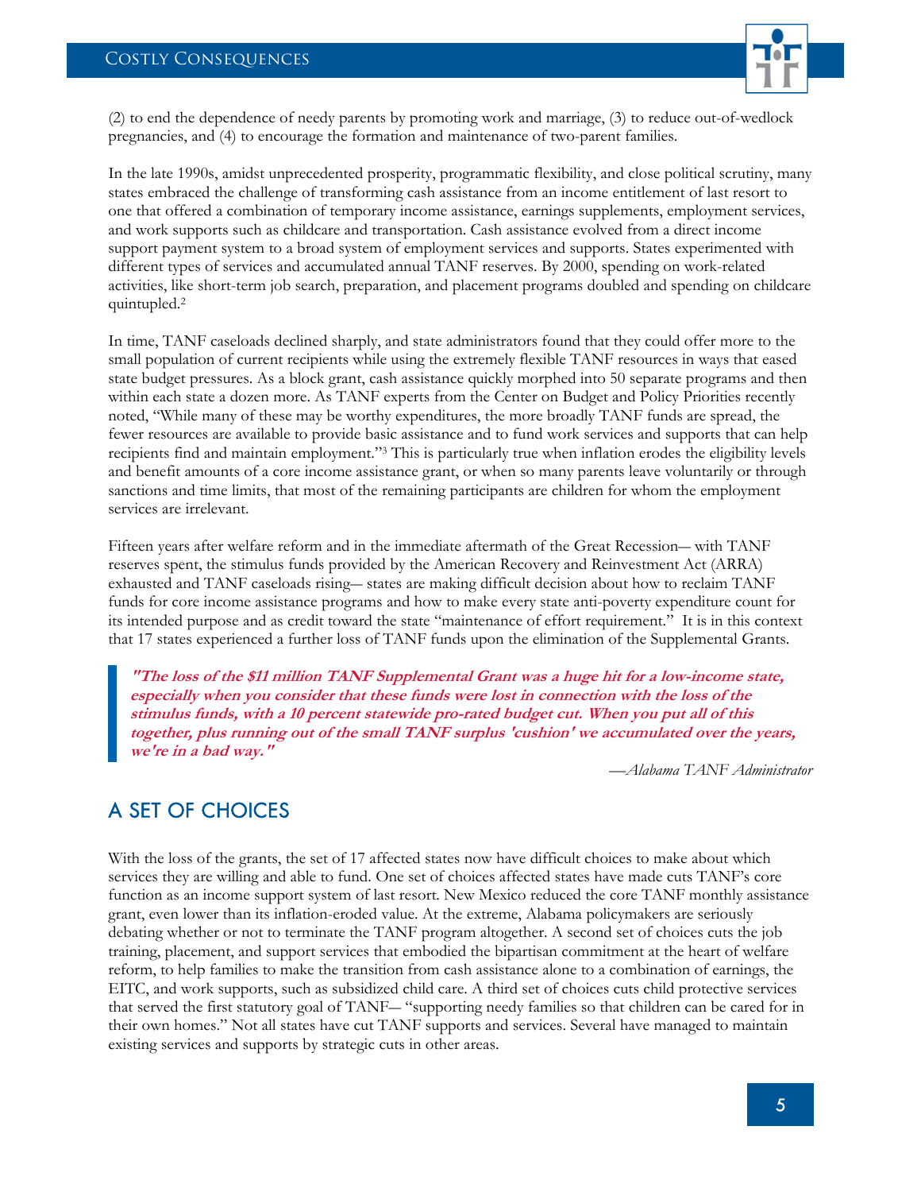(2) to end the dependence of needy parents by promoting work and marriage, (3) to reduce out-of-wedlock pregnancies, and (4) to encourage the formation and maintenance of two-parent families.

In the late 1990s, amidst unprecedented prosperity, programmatic flexibility, and close political scrutiny, many states embraced the challenge of transforming cash assistance from an income entitlement of last resort to one that offered a combination of temporary income assistance, earnings supplements, employment services, and work supports such as childcare and transportation. Cash assistance evolved from a direct income support payment system to a broad system of employment services and supports. States experimented with different types of services and accumulated annual TANF reserves. By 2000, spending on work-related activities, like short-term job search, preparation, and placement programs doubled and spending on childcare quintupled.[2]

In time, TANF caseloads declined sharply, and state administrators found that they could offer more to the small population of current recipients while using the extremely flexible TANF resources in ways that eased state budget pressures. As a block grant, cash assistance quickly morphed into 50 separate programs and then within each state a dozen more. As TANF experts from the Center on Budget and Policy Priorities recently noted, "While many of these may be worthy expenditures, the more broadly TANF funds are spread, the fewer resources are available to provide basic assistance and to fund work services and supports that can help recipients find and maintain employment."[3] This is particularly true when inflation erodes the eligibility levels and benefit amounts of a core income assistance grant, or when so many parents leave voluntarily or through sanctions and time limits, that most of the remaining participants are children for whom the employment services are irrelevant.

Fifteen years after welfare reform and in the immediate aftermath of the Great Recession— with TANF reserves spent, the stimulus funds provided by the American Recovery and Reinvestment Act (ARRA) exhausted and TANF caseloads rising— states are making difficult decision about how to reclaim TANF funds for core income assistance programs and how to make every state anti-poverty expenditure count for its intended purpose and as credit toward the state "maintenance of effort requirement." It is in this context that 17 states experienced a further loss of TANF funds upon the elimination of the Supplemental Grants.

> ***"The loss of the $11 million TANF Supplemental Grant was a huge hit for a low-income state, especially when you consider that these funds were lost in connection with the loss of the stimulus funds, with a 10 percent statewide pro-rated budget cut. When you put all of this together, plus running out of the small TANF surplus 'cushion' we accumulated over the years, we're in a bad way."***
>
> *—Alabama TANF Administrator*

## A SET OF CHOICES

With the loss of the grants, the set of 17 affected states now have difficult choices to make about which services they are willing and able to fund. One set of choices affected states have made cuts TANF's core function as an income support system of last resort. New Mexico reduced the core TANF monthly assistance grant, even lower than its inflation-eroded value. At the extreme, Alabama policymakers are seriously debating whether or not to terminate the TANF program altogether. A second set of choices cuts the job training, placement, and support services that embodied the bipartisan commitment at the heart of welfare reform, to help families to make the transition from cash assistance alone to a combination of earnings, the EITC, and work supports, such as subsidized child care. A third set of choices cuts child protective services that served the first statutory goal of TANF— "supporting needy families so that children can be cared for in their own homes." Not all states have cut TANF supports and services. Several have managed to maintain existing services and supports by strategic cuts in other areas.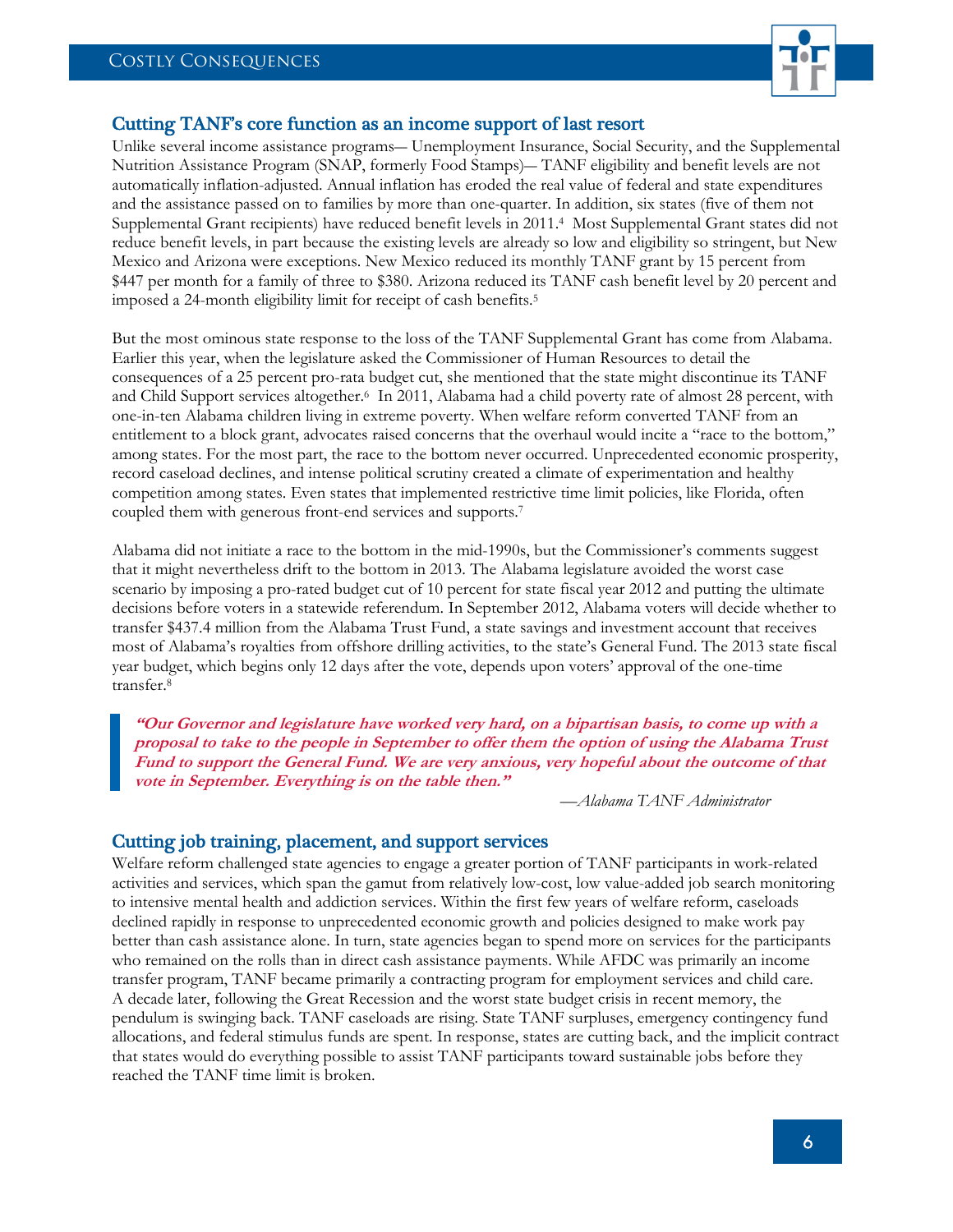## Cutting TANF's core function as an income support of last resort

Unlike several income assistance programs— Unemployment Insurance, Social Security, and the Supplemental Nutrition Assistance Program (SNAP, formerly Food Stamps)— TANF eligibility and benefit levels are not automatically inflation-adjusted. Annual inflation has eroded the real value of federal and state expenditures and the assistance passed on to families by more than one-quarter. In addition, six states (five of them not Supplemental Grant recipients) have reduced benefit levels in 2011.[4] Most Supplemental Grant states did not reduce benefit levels, in part because the existing levels are already so low and eligibility so stringent, but New Mexico and Arizona were exceptions. New Mexico reduced its monthly TANF grant by 15 percent from $447 per month for a family of three to $380. Arizona reduced its TANF cash benefit level by 20 percent and imposed a 24-month eligibility limit for receipt of cash benefits.[5]

But the most ominous state response to the loss of the TANF Supplemental Grant has come from Alabama. Earlier this year, when the legislature asked the Commissioner of Human Resources to detail the consequences of a 25 percent pro-rata budget cut, she mentioned that the state might discontinue its TANF and Child Support services altogether.[6] In 2011, Alabama had a child poverty rate of almost 28 percent, with one-in-ten Alabama children living in extreme poverty. When welfare reform converted TANF from an entitlement to a block grant, advocates raised concerns that the overhaul would incite a "race to the bottom," among states. For the most part, the race to the bottom never occurred. Unprecedented economic prosperity, record caseload declines, and intense political scrutiny created a climate of experimentation and healthy competition among states. Even states that implemented restrictive time limit policies, like Florida, often coupled them with generous front-end services and supports.[7]

Alabama did not initiate a race to the bottom in the mid-1990s, but the Commissioner's comments suggest that it might nevertheless drift to the bottom in 2013. The Alabama legislature avoided the worst case scenario by imposing a pro-rated budget cut of 10 percent for state fiscal year 2012 and putting the ultimate decisions before voters in a statewide referendum. In September 2012, Alabama voters will decide whether to transfer $437.4 million from the Alabama Trust Fund, a state savings and investment account that receives most of Alabama's royalties from offshore drilling activities, to the state's General Fund. The 2013 state fiscal year budget, which begins only 12 days after the vote, depends upon voters' approval of the one-time transfer.[8]

> ***"Our Governor and legislature have worked very hard, on a bipartisan basis, to come up with a proposal to take to the people in September to offer them the option of using the Alabama Trust Fund to support the General Fund. We are very anxious, very hopeful about the outcome of that vote in September. Everything is on the table then."***
>
> *—Alabama TANF Administrator*

## Cutting job training, placement, and support services

Welfare reform challenged state agencies to engage a greater portion of TANF participants in work-related activities and services, which span the gamut from relatively low-cost, low value-added job search monitoring to intensive mental health and addiction services. Within the first few years of welfare reform, caseloads declined rapidly in response to unprecedented economic growth and policies designed to make work pay better than cash assistance alone. In turn, state agencies began to spend more on services for the participants who remained on the rolls than in direct cash assistance payments. While AFDC was primarily an income transfer program, TANF became primarily a contracting program for employment services and child care. A decade later, following the Great Recession and the worst state budget crisis in recent memory, the pendulum is swinging back. TANF caseloads are rising. State TANF surpluses, emergency contingency fund allocations, and federal stimulus funds are spent. In response, states are cutting back, and the implicit contract that states would do everything possible to assist TANF participants toward sustainable jobs before they reached the TANF time limit is broken.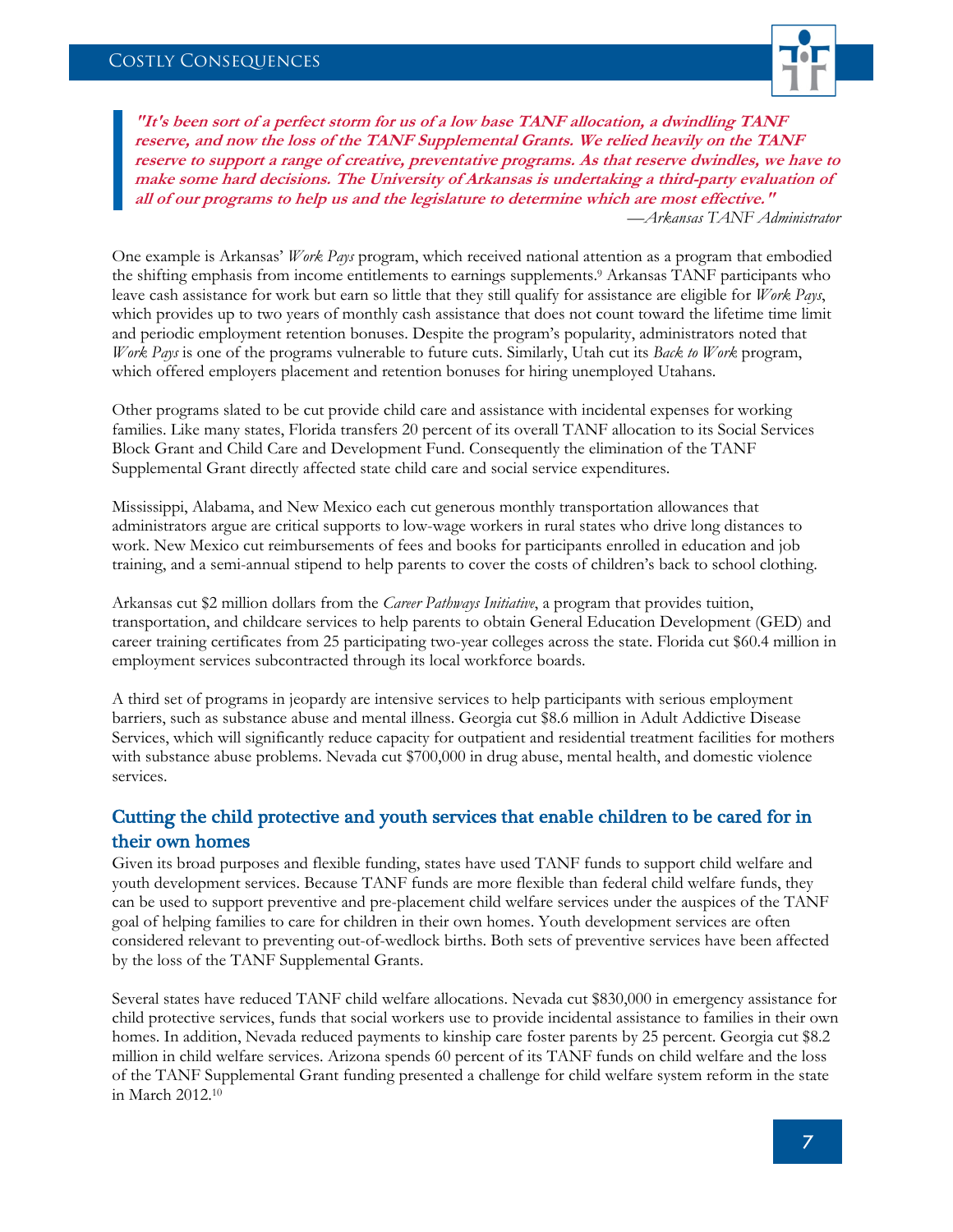> ***"It's been sort of a perfect storm for us of a low base TANF allocation, a dwindling TANF reserve, and now the loss of the TANF Supplemental Grants. We relied heavily on the TANF reserve to support a range of creative, preventative programs. As that reserve dwindles, we have to make some hard decisions. The University of Arkansas is undertaking a third-party evaluation of all of our programs to help us and the legislature to determine which are most effective."***
>
> *—Arkansas TANF Administrator*

One example is Arkansas' *Work Pays* program, which received national attention as a program that embodied the shifting emphasis from income entitlements to earnings supplements.[9] Arkansas TANF participants who leave cash assistance for work but earn so little that they still qualify for assistance are eligible for *Work Pays*, which provides up to two years of monthly cash assistance that does not count toward the lifetime time limit and periodic employment retention bonuses. Despite the program's popularity, administrators noted that *Work Pays* is one of the programs vulnerable to future cuts. Similarly, Utah cut its *Back to Work* program, which offered employers placement and retention bonuses for hiring unemployed Utahans.

Other programs slated to be cut provide child care and assistance with incidental expenses for working families. Like many states, Florida transfers 20 percent of its overall TANF allocation to its Social Services Block Grant and Child Care and Development Fund. Consequently the elimination of the TANF Supplemental Grant directly affected state child care and social service expenditures.

Mississippi, Alabama, and New Mexico each cut generous monthly transportation allowances that administrators argue are critical supports to low-wage workers in rural states who drive long distances to work. New Mexico cut reimbursements of fees and books for participants enrolled in education and job training, and a semi-annual stipend to help parents to cover the costs of children's back to school clothing.

Arkansas cut $2 million dollars from the *Career Pathways Initiative*, a program that provides tuition, transportation, and childcare services to help parents to obtain General Education Development (GED) and career training certificates from 25 participating two-year colleges across the state. Florida cut $60.4 million in employment services subcontracted through its local workforce boards.

A third set of programs in jeopardy are intensive services to help participants with serious employment barriers, such as substance abuse and mental illness. Georgia cut $8.6 million in Adult Addictive Disease Services, which will significantly reduce capacity for outpatient and residential treatment facilities for mothers with substance abuse problems. Nevada cut $700,000 in drug abuse, mental health, and domestic violence services.

## Cutting the child protective and youth services that enable children to be cared for in their own homes

Given its broad purposes and flexible funding, states have used TANF funds to support child welfare and youth development services. Because TANF funds are more flexible than federal child welfare funds, they can be used to support preventive and pre-placement child welfare services under the auspices of the TANF goal of helping families to care for children in their own homes. Youth development services are often considered relevant to preventing out-of-wedlock births. Both sets of preventive services have been affected by the loss of the TANF Supplemental Grants.

Several states have reduced TANF child welfare allocations. Nevada cut $830,000 in emergency assistance for child protective services, funds that social workers use to provide incidental assistance to families in their own homes. In addition, Nevada reduced payments to kinship care foster parents by 25 percent. Georgia cut $8.2 million in child welfare services. Arizona spends 60 percent of its TANF funds on child welfare and the loss of the TANF Supplemental Grant funding presented a challenge for child welfare system reform in the state in March 2012.[10]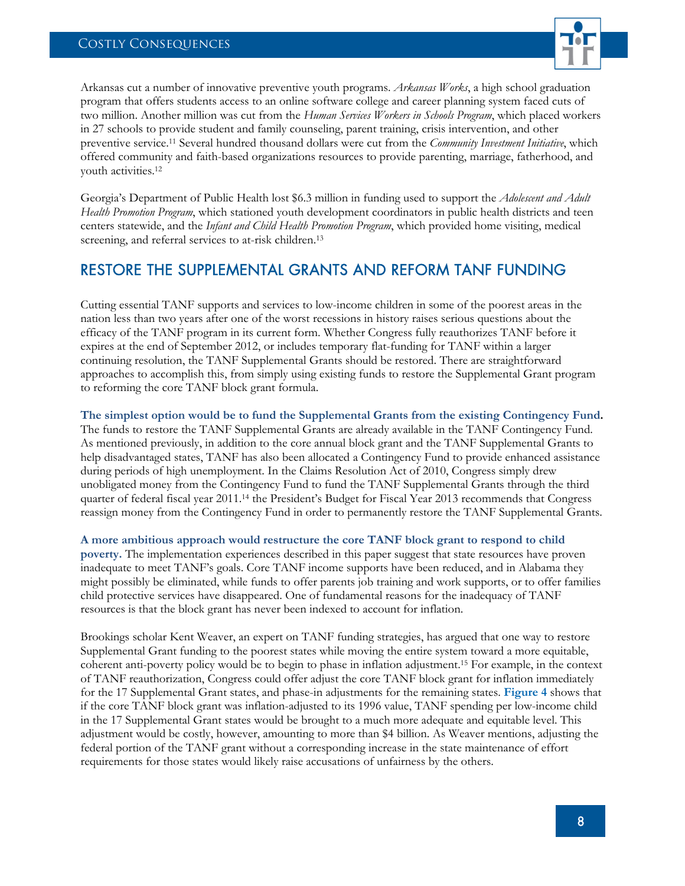Arkansas cut a number of innovative preventive youth programs. *Arkansas Works*, a high school graduation program that offers students access to an online software college and career planning system faced cuts of two million. Another million was cut from the *Human Services Workers in Schools Program*, which placed workers in 27 schools to provide student and family counseling, parent training, crisis intervention, and other preventive service.[11] Several hundred thousand dollars were cut from the *Community Investment Initiative*, which offered community and faith-based organizations resources to provide parenting, marriage, fatherhood, and youth activities.[12]

Georgia's Department of Public Health lost $6.3 million in funding used to support the *Adolescent and Adult Health Promotion Program*, which stationed youth development coordinators in public health districts and teen centers statewide, and the *Infant and Child Health Promotion Program*, which provided home visiting, medical screening, and referral services to at-risk children.[13]

## RESTORE THE SUPPLEMENTAL GRANTS AND REFORM TANF FUNDING

Cutting essential TANF supports and services to low-income children in some of the poorest areas in the nation less than two years after one of the worst recessions in history raises serious questions about the efficacy of the TANF program in its current form. Whether Congress fully reauthorizes TANF before it expires at the end of September 2012, or includes temporary flat-funding for TANF within a larger continuing resolution, the TANF Supplemental Grants should be restored. There are straightforward approaches to accomplish this, from simply using existing funds to restore the Supplemental Grant program to reforming the core TANF block grant formula.

**The simplest option would be to fund the Supplemental Grants from the existing Contingency Fund.** The funds to restore the TANF Supplemental Grants are already available in the TANF Contingency Fund. As mentioned previously, in addition to the core annual block grant and the TANF Supplemental Grants to help disadvantaged states, TANF has also been allocated a Contingency Fund to provide enhanced assistance during periods of high unemployment. In the Claims Resolution Act of 2010, Congress simply drew unobligated money from the Contingency Fund to fund the TANF Supplemental Grants through the third quarter of federal fiscal year 2011.[14] the President's Budget for Fiscal Year 2013 recommends that Congress reassign money from the Contingency Fund in order to permanently restore the TANF Supplemental Grants.

**A more ambitious approach would restructure the core TANF block grant to respond to child poverty.** The implementation experiences described in this paper suggest that state resources have proven inadequate to meet TANF's goals. Core TANF income supports have been reduced, and in Alabama they might possibly be eliminated, while funds to offer parents job training and work supports, or to offer families child protective services have disappeared. One of fundamental reasons for the inadequacy of TANF resources is that the block grant has never been indexed to account for inflation.

Brookings scholar Kent Weaver, an expert on TANF funding strategies, has argued that one way to restore Supplemental Grant funding to the poorest states while moving the entire system toward a more equitable, coherent anti-poverty policy would be to begin to phase in inflation adjustment.[15] For example, in the context of TANF reauthorization, Congress could offer adjust the core TANF block grant for inflation immediately for the 17 Supplemental Grant states, and phase-in adjustments for the remaining states. **Figure 4** shows that if the core TANF block grant was inflation-adjusted to its 1996 value, TANF spending per low-income child in the 17 Supplemental Grant states would be brought to a much more adequate and equitable level. This adjustment would be costly, however, amounting to more than $4 billion. As Weaver mentions, adjusting the federal portion of the TANF grant without a corresponding increase in the state maintenance of effort requirements for those states would likely raise accusations of unfairness by the others.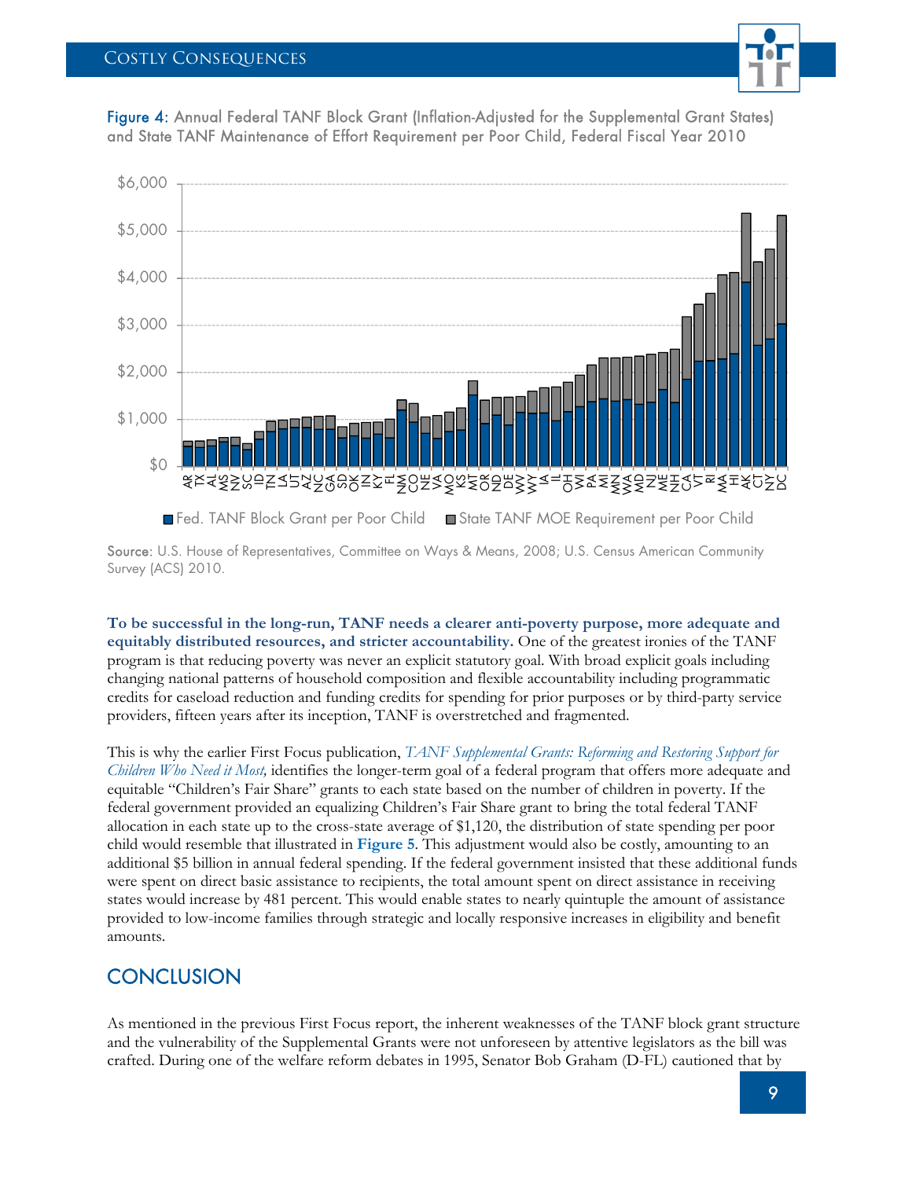Figure 4: Annual Federal TANF Block Grant (Inflation-Adjusted for the Supplemental Grant States) and State TANF Maintenance of Effort Requirement per Poor Child, Federal Fiscal Year 2010

$6,000
$5,000
$4,000
$3,000
$2,000
$1,000
$0

AR TX AL MS NV SC ID TN LA UT AZ NC GA SD OK IN KY FL NM CO NE VA MO KS MT OR ND DE WV WY IA IL OH WI PA MI MN WA MD NJ ME NH CA VT RI MA HI AK CT NY DC

Fed. TANF Block Grant per Poor Child
State TANF MOE Requirement per Poor Child

Source: U.S. House of Representatives, Committee on Ways & Means, 2008; U.S. Census American Community Survey (ACS) 2010.

**To be successful in the long-run, TANF needs a clearer anti-poverty purpose, more adequate and equitably distributed resources, and stricter accountability.** One of the greatest ironies of the TANF program is that reducing poverty was never an explicit statutory goal. With broad explicit goals including changing national patterns of household composition and flexible accountability including programmatic credits for caseload reduction and funding credits for spending for prior purposes or by third-party service providers, fifteen years after its inception, TANF is overstretched and fragmented.

This is why the earlier First Focus publication, *TANF Supplemental Grants: Reforming and Restoring Support for Children Who Need it Most,* identifies the longer-term goal of a federal program that offers more adequate and equitable "Children's Fair Share" grants to each state based on the number of children in poverty. If the federal government provided an equalizing Children's Fair Share grant to bring the total federal TANF allocation in each state up to the cross-state average of $1,120, the distribution of state spending per poor child would resemble that illustrated in **Figure 5**. This adjustment would also be costly, amounting to an additional $5 billion in annual federal spending. If the federal government insisted that these additional funds were spent on direct basic assistance to recipients, the total amount spent on direct assistance in receiving states would increase by 481 percent. This would enable states to nearly quintuple the amount of assistance provided to low-income families through strategic and locally responsive increases in eligibility and benefit amounts.

## CONCLUSION

As mentioned in the previous First Focus report, the inherent weaknesses of the TANF block grant structure and the vulnerability of the Supplemental Grants were not unforeseen by attentive legislators as the bill was crafted. During one of the welfare reform debates in 1995, Senator Bob Graham (D-FL) cautioned that by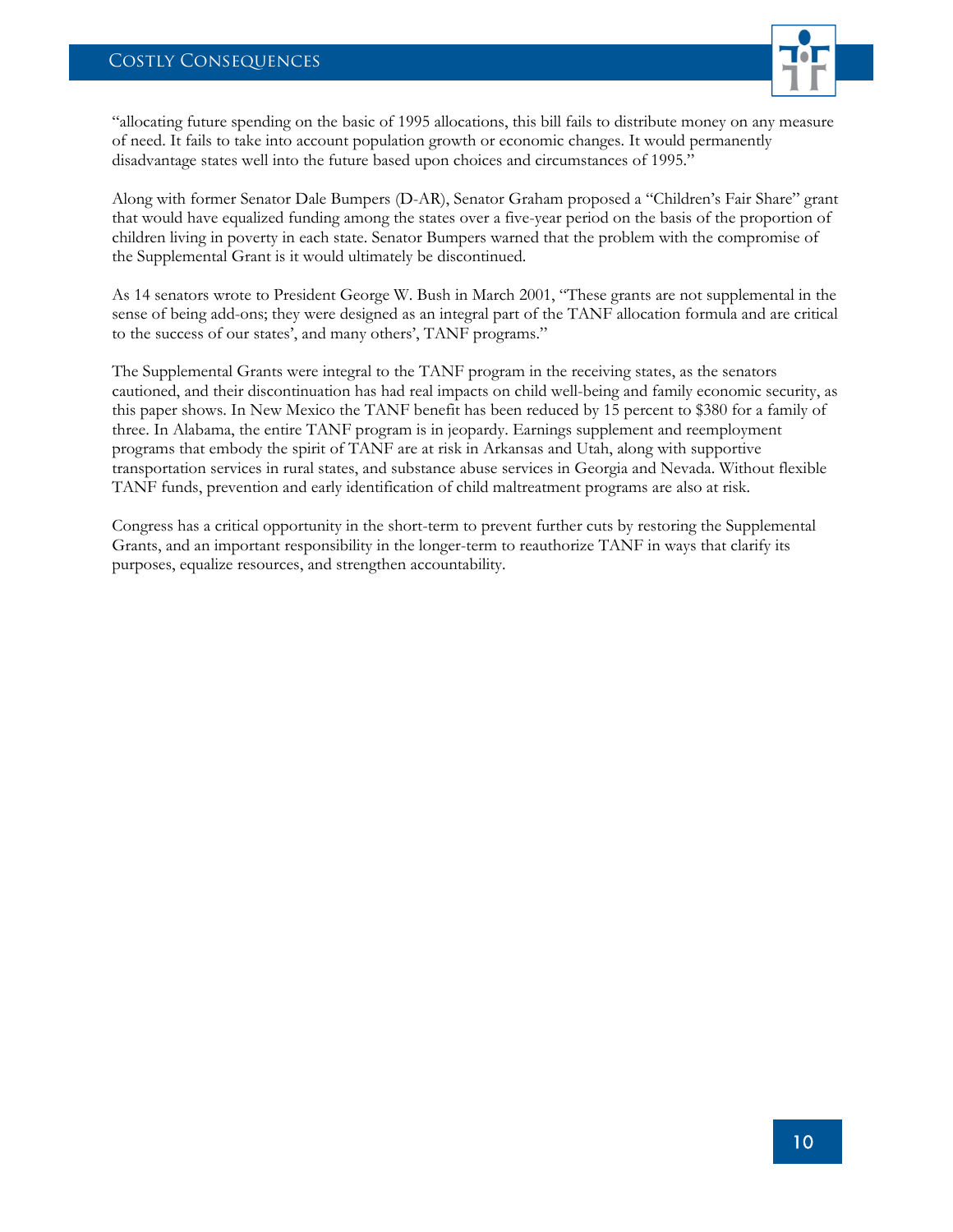"allocating future spending on the basic of 1995 allocations, this bill fails to distribute money on any measure of need. It fails to take into account population growth or economic changes. It would permanently disadvantage states well into the future based upon choices and circumstances of 1995."

Along with former Senator Dale Bumpers (D-AR), Senator Graham proposed a "Children's Fair Share" grant that would have equalized funding among the states over a five-year period on the basis of the proportion of children living in poverty in each state. Senator Bumpers warned that the problem with the compromise of the Supplemental Grant is it would ultimately be discontinued.

As 14 senators wrote to President George W. Bush in March 2001, "These grants are not supplemental in the sense of being add-ons; they were designed as an integral part of the TANF allocation formula and are critical to the success of our states', and many others', TANF programs."

The Supplemental Grants were integral to the TANF program in the receiving states, as the senators cautioned, and their discontinuation has had real impacts on child well-being and family economic security, as this paper shows. In New Mexico the TANF benefit has been reduced by 15 percent to $380 for a family of three. In Alabama, the entire TANF program is in jeopardy. Earnings supplement and reemployment programs that embody the spirit of TANF are at risk in Arkansas and Utah, along with supportive transportation services in rural states, and substance abuse services in Georgia and Nevada. Without flexible TANF funds, prevention and early identification of child maltreatment programs are also at risk.

Congress has a critical opportunity in the short-term to prevent further cuts by restoring the Supplemental Grants, and an important responsibility in the longer-term to reauthorize TANF in ways that clarify its purposes, equalize resources, and strengthen accountability.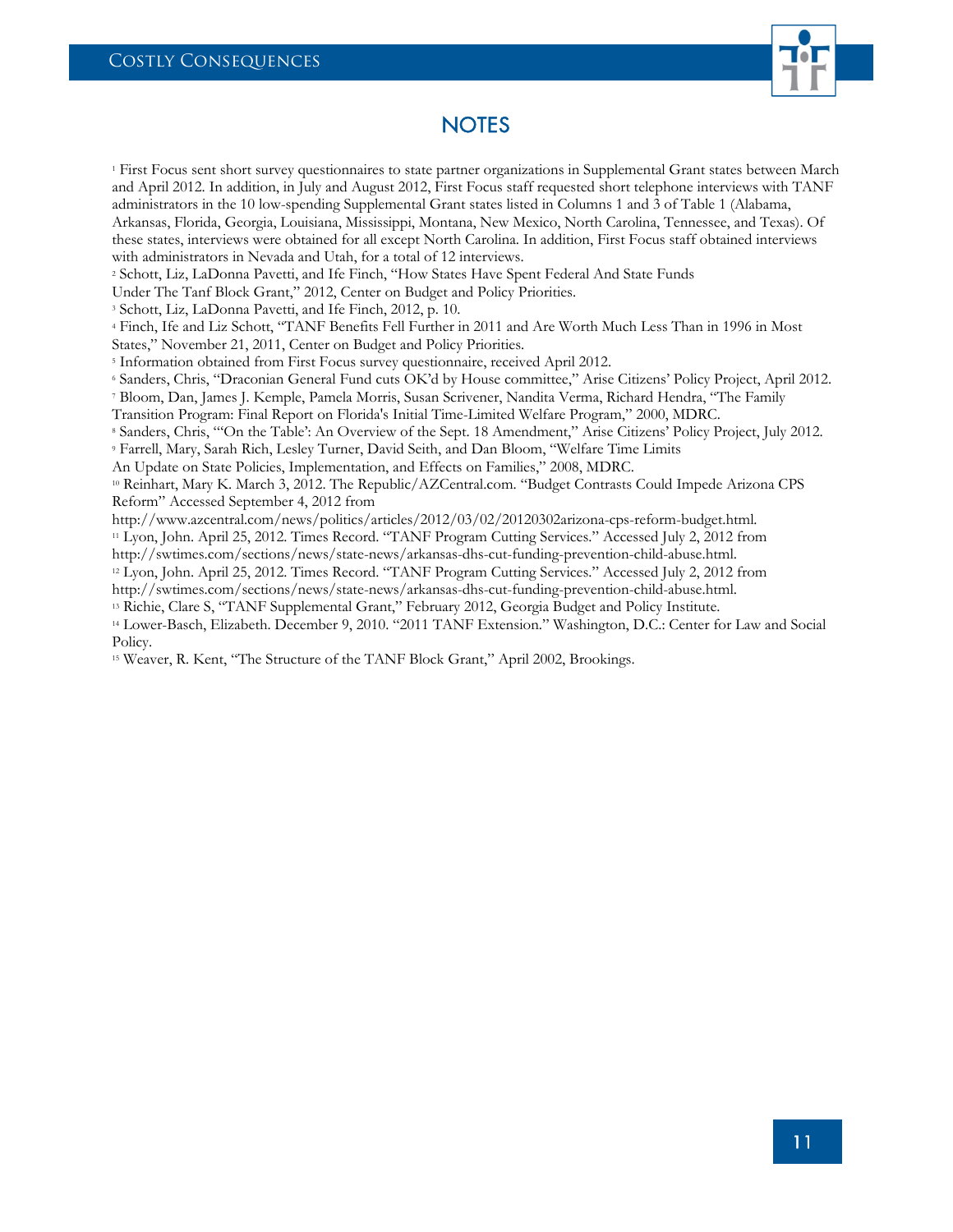## NOTES

[1] First Focus sent short survey questionnaires to state partner organizations in Supplemental Grant states between March and April 2012. In addition, in July and August 2012, First Focus staff requested short telephone interviews with TANF administrators in the 10 low-spending Supplemental Grant states listed in Columns 1 and 3 of Table 1 (Alabama, Arkansas, Florida, Georgia, Louisiana, Mississippi, Montana, New Mexico, North Carolina, Tennessee, and Texas). Of these states, interviews were obtained for all except North Carolina. In addition, First Focus staff obtained interviews with administrators in Nevada and Utah, for a total of 12 interviews.

[2] Schott, Liz, LaDonna Pavetti, and Ife Finch, "How States Have Spent Federal And State Funds Under The Tanf Block Grant," 2012, Center on Budget and Policy Priorities.

[3] Schott, Liz, LaDonna Pavetti, and Ife Finch, 2012, p. 10.

[4] Finch, Ife and Liz Schott, "TANF Benefits Fell Further in 2011 and Are Worth Much Less Than in 1996 in Most States," November 21, 2011, Center on Budget and Policy Priorities.

[5] Information obtained from First Focus survey questionnaire, received April 2012.

[6] Sanders, Chris, "Draconian General Fund cuts OK'd by House committee," Arise Citizens' Policy Project, April 2012.

[7] Bloom, Dan, James J. Kemple, Pamela Morris, Susan Scrivener, Nandita Verma, Richard Hendra, "The Family Transition Program: Final Report on Florida's Initial Time-Limited Welfare Program," 2000, MDRC.

[8] Sanders, Chris, "'On the Table': An Overview of the Sept. 18 Amendment," Arise Citizens' Policy Project, July 2012.

[9] Farrell, Mary, Sarah Rich, Lesley Turner, David Seith, and Dan Bloom, "Welfare Time Limits An Update on State Policies, Implementation, and Effects on Families," 2008, MDRC.

[10] Reinhart, Mary K. March 3, 2012. The Republic/AZCentral.com. "Budget Contrasts Could Impede Arizona CPS Reform" Accessed September 4, 2012 from http://www.azcentral.com/news/politics/articles/2012/03/02/20120302arizona-cps-reform-budget.html.

[11] Lyon, John. April 25, 2012. Times Record. "TANF Program Cutting Services." Accessed July 2, 2012 from http://swtimes.com/sections/news/state-news/arkansas-dhs-cut-funding-prevention-child-abuse.html.

[12] Lyon, John. April 25, 2012. Times Record. "TANF Program Cutting Services." Accessed July 2, 2012 from http://swtimes.com/sections/news/state-news/arkansas-dhs-cut-funding-prevention-child-abuse.html.

[13] Richie, Clare S, "TANF Supplemental Grant," February 2012, Georgia Budget and Policy Institute.

[14] Lower-Basch, Elizabeth. December 9, 2010. "2011 TANF Extension." Washington, D.C.: Center for Law and Social Policy.

[15] Weaver, R. Kent, "The Structure of the TANF Block Grant," April 2002, Brookings.